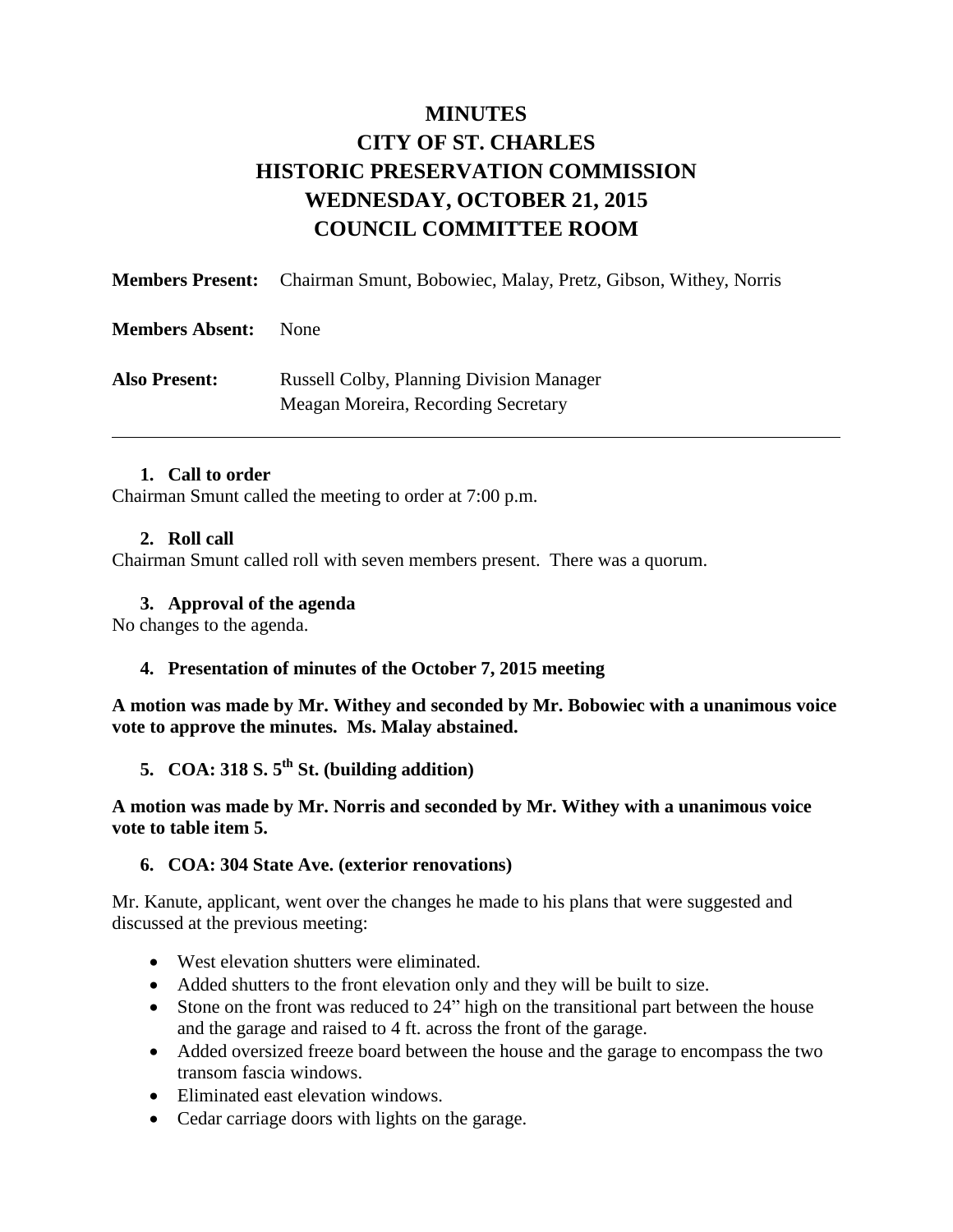# MINUTES
# CITY OF ST. CHARLES
# HISTORIC PRESERVATION COMMISSION
# WEDNESDAY, OCTOBER 21, 2015
# COUNCIL COMMITTEE ROOM

**Members Present:** Chairman Smunt, Bobowiec, Malay, Pretz, Gibson, Withey, Norris

**Members Absent:** None

**Also Present:** Russell Colby, Planning Division Manager
Meagan Moreira, Recording Secretary

---

**1. Call to order**

Chairman Smunt called the meeting to order at 7:00 p.m.

**2. Roll call**

Chairman Smunt called roll with seven members present. There was a quorum.

**3. Approval of the agenda**

No changes to the agenda.

**4. Presentation of minutes of the October 7, 2015 meeting**

**A motion was made by Mr. Withey and seconded by Mr. Bobowiec with a unanimous voice vote to approve the minutes. Ms. Malay abstained.**

**5. COA: 318 S. 5th St. (building addition)**

**A motion was made by Mr. Norris and seconded by Mr. Withey with a unanimous voice vote to table item 5.**

**6. COA: 304 State Ave. (exterior renovations)**

Mr. Kanute, applicant, went over the changes he made to his plans that were suggested and discussed at the previous meeting:

- West elevation shutters were eliminated.
- Added shutters to the front elevation only and they will be built to size.
- Stone on the front was reduced to 24" high on the transitional part between the house and the garage and raised to 4 ft. across the front of the garage.
- Added oversized freeze board between the house and the garage to encompass the two transom fascia windows.
- Eliminated east elevation windows.
- Cedar carriage doors with lights on the garage.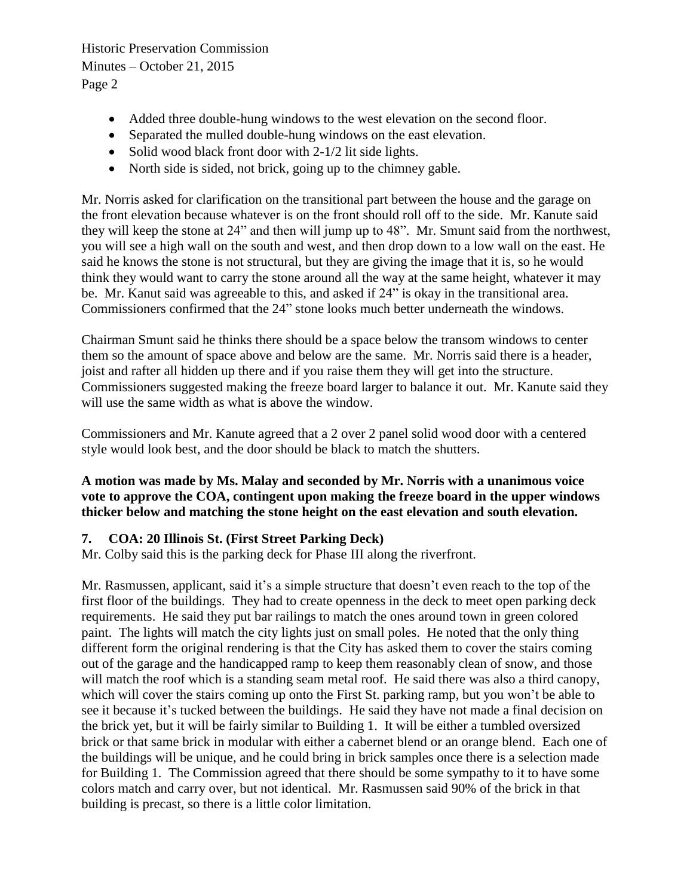- Added three double-hung windows to the west elevation on the second floor.
- Separated the mulled double-hung windows on the east elevation.
- Solid wood black front door with 2-1/2 lit side lights.
- North side is sided, not brick, going up to the chimney gable.

Mr. Norris asked for clarification on the transitional part between the house and the garage on the front elevation because whatever is on the front should roll off to the side. Mr. Kanute said they will keep the stone at 24" and then will jump up to 48". Mr. Smunt said from the northwest, you will see a high wall on the south and west, and then drop down to a low wall on the east. He said he knows the stone is not structural, but they are giving the image that it is, so he would think they would want to carry the stone around all the way at the same height, whatever it may be. Mr. Kanut said was agreeable to this, and asked if 24" is okay in the transitional area. Commissioners confirmed that the 24" stone looks much better underneath the windows.

Chairman Smunt said he thinks there should be a space below the transom windows to center them so the amount of space above and below are the same. Mr. Norris said there is a header, joist and rafter all hidden up there and if you raise them they will get into the structure. Commissioners suggested making the freeze board larger to balance it out. Mr. Kanute said they will use the same width as what is above the window.

Commissioners and Mr. Kanute agreed that a 2 over 2 panel solid wood door with a centered style would look best, and the door should be black to match the shutters.

**A motion was made by Ms. Malay and seconded by Mr. Norris with a unanimous voice vote to approve the COA, contingent upon making the freeze board in the upper windows thicker below and matching the stone height on the east elevation and south elevation.**

### 7. COA: 20 Illinois St. (First Street Parking Deck)

Mr. Colby said this is the parking deck for Phase III along the riverfront.

Mr. Rasmussen, applicant, said it's a simple structure that doesn't even reach to the top of the first floor of the buildings. They had to create openness in the deck to meet open parking deck requirements. He said they put bar railings to match the ones around town in green colored paint. The lights will match the city lights just on small poles. He noted that the only thing different form the original rendering is that the City has asked them to cover the stairs coming out of the garage and the handicapped ramp to keep them reasonably clean of snow, and those will match the roof which is a standing seam metal roof. He said there was also a third canopy, which will cover the stairs coming up onto the First St. parking ramp, but you won't be able to see it because it's tucked between the buildings. He said they have not made a final decision on the brick yet, but it will be fairly similar to Building 1. It will be either a tumbled oversized brick or that same brick in modular with either a cabernet blend or an orange blend. Each one of the buildings will be unique, and he could bring in brick samples once there is a selection made for Building 1. The Commission agreed that there should be some sympathy to it to have some colors match and carry over, but not identical. Mr. Rasmussen said 90% of the brick in that building is precast, so there is a little color limitation.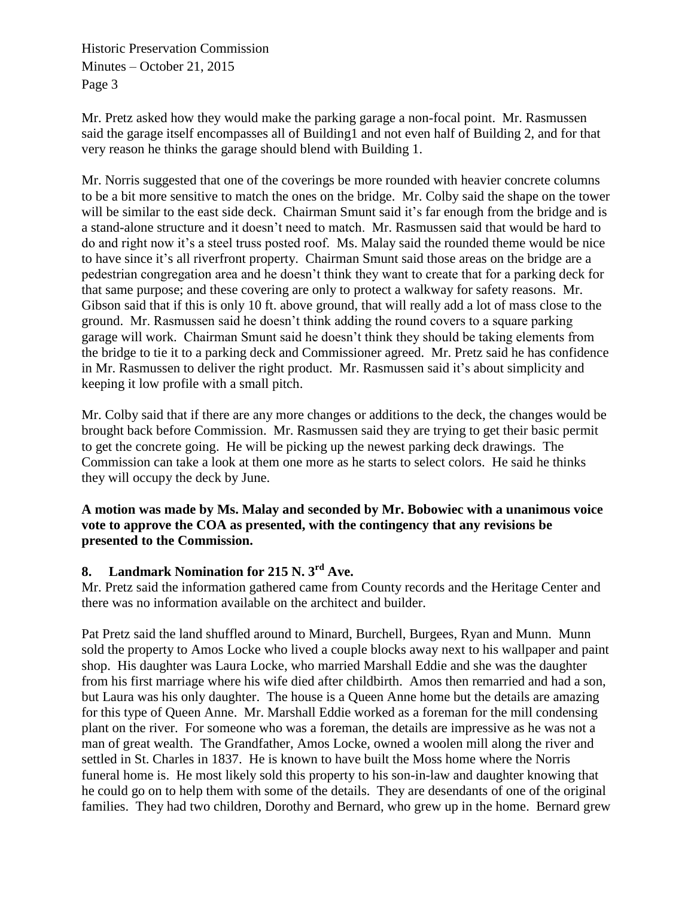Mr. Pretz asked how they would make the parking garage a non-focal point. Mr. Rasmussen said the garage itself encompasses all of Building1 and not even half of Building 2, and for that very reason he thinks the garage should blend with Building 1.

Mr. Norris suggested that one of the coverings be more rounded with heavier concrete columns to be a bit more sensitive to match the ones on the bridge. Mr. Colby said the shape on the tower will be similar to the east side deck. Chairman Smunt said it's far enough from the bridge and is a stand-alone structure and it doesn't need to match. Mr. Rasmussen said that would be hard to do and right now it's a steel truss posted roof. Ms. Malay said the rounded theme would be nice to have since it's all riverfront property. Chairman Smunt said those areas on the bridge are a pedestrian congregation area and he doesn't think they want to create that for a parking deck for that same purpose; and these covering are only to protect a walkway for safety reasons. Mr. Gibson said that if this is only 10 ft. above ground, that will really add a lot of mass close to the ground. Mr. Rasmussen said he doesn't think adding the round covers to a square parking garage will work. Chairman Smunt said he doesn't think they should be taking elements from the bridge to tie it to a parking deck and Commissioner agreed. Mr. Pretz said he has confidence in Mr. Rasmussen to deliver the right product. Mr. Rasmussen said it's about simplicity and keeping it low profile with a small pitch.

Mr. Colby said that if there are any more changes or additions to the deck, the changes would be brought back before Commission. Mr. Rasmussen said they are trying to get their basic permit to get the concrete going. He will be picking up the newest parking deck drawings. The Commission can take a look at them one more as he starts to select colors. He said he thinks they will occupy the deck by June.

**A motion was made by Ms. Malay and seconded by Mr. Bobowiec with a unanimous voice vote to approve the COA as presented, with the contingency that any revisions be presented to the Commission.**

## 8. Landmark Nomination for 215 N. 3rd Ave.

Mr. Pretz said the information gathered came from County records and the Heritage Center and there was no information available on the architect and builder.

Pat Pretz said the land shuffled around to Minard, Burchell, Burgees, Ryan and Munn. Munn sold the property to Amos Locke who lived a couple blocks away next to his wallpaper and paint shop. His daughter was Laura Locke, who married Marshall Eddie and she was the daughter from his first marriage where his wife died after childbirth. Amos then remarried and had a son, but Laura was his only daughter. The house is a Queen Anne home but the details are amazing for this type of Queen Anne. Mr. Marshall Eddie worked as a foreman for the mill condensing plant on the river. For someone who was a foreman, the details are impressive as he was not a man of great wealth. The Grandfather, Amos Locke, owned a woolen mill along the river and settled in St. Charles in 1837. He is known to have built the Moss home where the Norris funeral home is. He most likely sold this property to his son-in-law and daughter knowing that he could go on to help them with some of the details. They are desendants of one of the original families. They had two children, Dorothy and Bernard, who grew up in the home. Bernard grew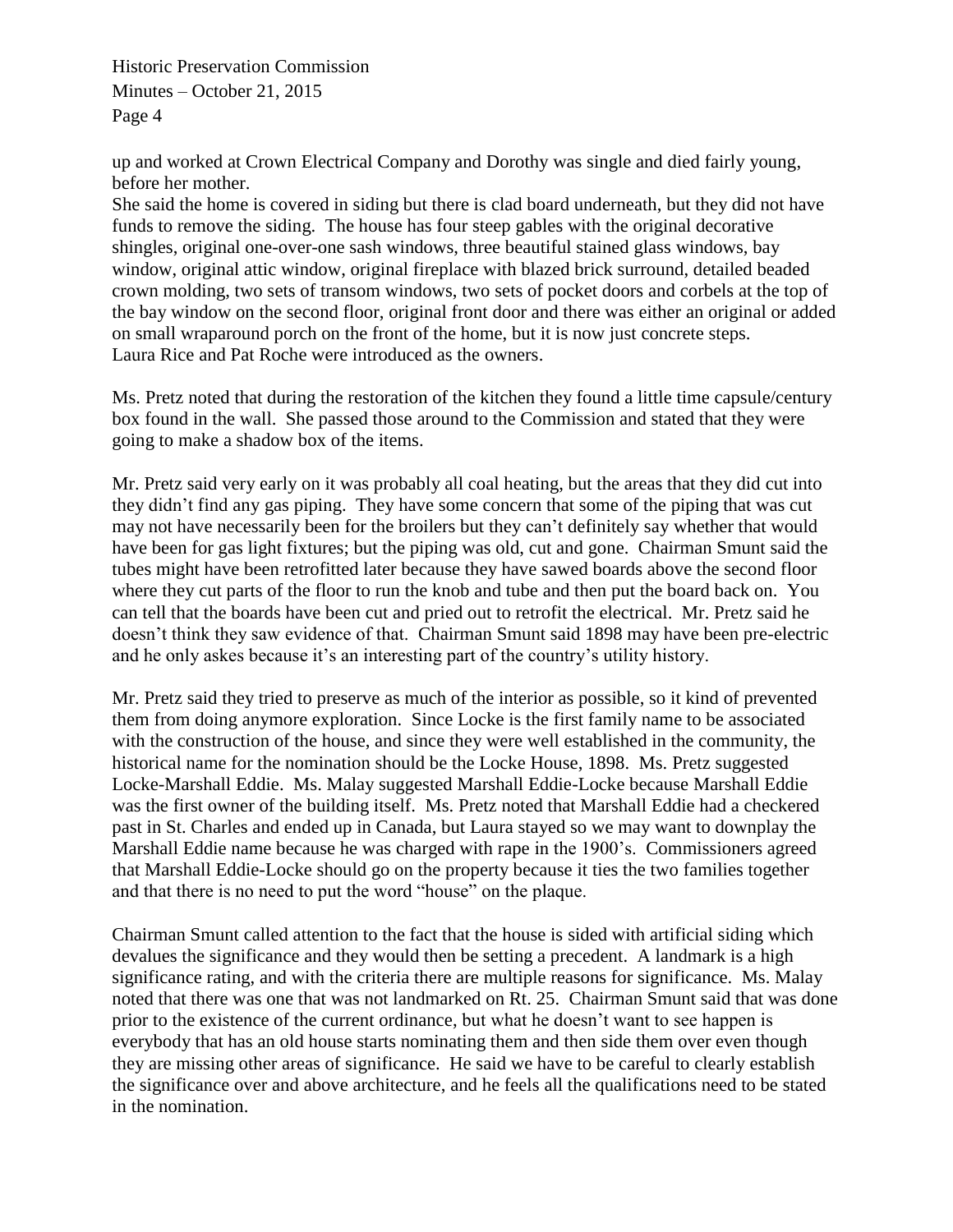up and worked at Crown Electrical Company and Dorothy was single and died fairly young, before her mother.
She said the home is covered in siding but there is clad board underneath, but they did not have funds to remove the siding. The house has four steep gables with the original decorative shingles, original one-over-one sash windows, three beautiful stained glass windows, bay window, original attic window, original fireplace with blazed brick surround, detailed beaded crown molding, two sets of transom windows, two sets of pocket doors and corbels at the top of the bay window on the second floor, original front door and there was either an original or added on small wraparound porch on the front of the home, but it is now just concrete steps.
Laura Rice and Pat Roche were introduced as the owners.

Ms. Pretz noted that during the restoration of the kitchen they found a little time capsule/century box found in the wall. She passed those around to the Commission and stated that they were going to make a shadow box of the items.

Mr. Pretz said very early on it was probably all coal heating, but the areas that they did cut into they didn't find any gas piping. They have some concern that some of the piping that was cut may not have necessarily been for the broilers but they can't definitely say whether that would have been for gas light fixtures; but the piping was old, cut and gone. Chairman Smunt said the tubes might have been retrofitted later because they have sawed boards above the second floor where they cut parts of the floor to run the knob and tube and then put the board back on. You can tell that the boards have been cut and pried out to retrofit the electrical. Mr. Pretz said he doesn't think they saw evidence of that. Chairman Smunt said 1898 may have been pre-electric and he only askes because it's an interesting part of the country's utility history.

Mr. Pretz said they tried to preserve as much of the interior as possible, so it kind of prevented them from doing anymore exploration. Since Locke is the first family name to be associated with the construction of the house, and since they were well established in the community, the historical name for the nomination should be the Locke House, 1898. Ms. Pretz suggested Locke-Marshall Eddie. Ms. Malay suggested Marshall Eddie-Locke because Marshall Eddie was the first owner of the building itself. Ms. Pretz noted that Marshall Eddie had a checkered past in St. Charles and ended up in Canada, but Laura stayed so we may want to downplay the Marshall Eddie name because he was charged with rape in the 1900's. Commissioners agreed that Marshall Eddie-Locke should go on the property because it ties the two families together and that there is no need to put the word "house" on the plaque.

Chairman Smunt called attention to the fact that the house is sided with artificial siding which devalues the significance and they would then be setting a precedent. A landmark is a high significance rating, and with the criteria there are multiple reasons for significance. Ms. Malay noted that there was one that was not landmarked on Rt. 25. Chairman Smunt said that was done prior to the existence of the current ordinance, but what he doesn't want to see happen is everybody that has an old house starts nominating them and then side them over even though they are missing other areas of significance. He said we have to be careful to clearly establish the significance over and above architecture, and he feels all the qualifications need to be stated in the nomination.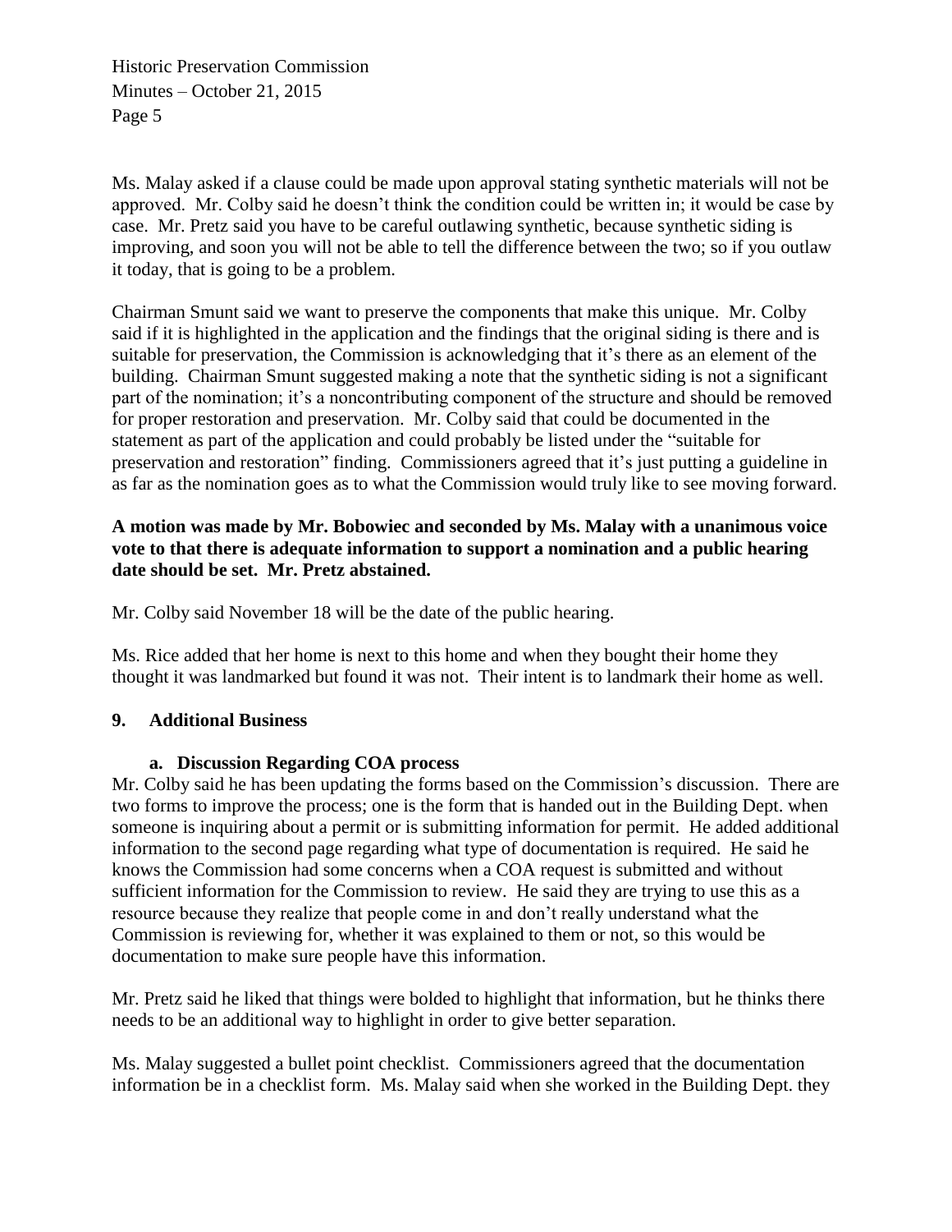Ms. Malay asked if a clause could be made upon approval stating synthetic materials will not be approved. Mr. Colby said he doesn't think the condition could be written in; it would be case by case. Mr. Pretz said you have to be careful outlawing synthetic, because synthetic siding is improving, and soon you will not be able to tell the difference between the two; so if you outlaw it today, that is going to be a problem.

Chairman Smunt said we want to preserve the components that make this unique. Mr. Colby said if it is highlighted in the application and the findings that the original siding is there and is suitable for preservation, the Commission is acknowledging that it's there as an element of the building. Chairman Smunt suggested making a note that the synthetic siding is not a significant part of the nomination; it's a noncontributing component of the structure and should be removed for proper restoration and preservation. Mr. Colby said that could be documented in the statement as part of the application and could probably be listed under the "suitable for preservation and restoration" finding. Commissioners agreed that it's just putting a guideline in as far as the nomination goes as to what the Commission would truly like to see moving forward.

**A motion was made by Mr. Bobowiec and seconded by Ms. Malay with a unanimous voice vote to that there is adequate information to support a nomination and a public hearing date should be set. Mr. Pretz abstained.**

Mr. Colby said November 18 will be the date of the public hearing.

Ms. Rice added that her home is next to this home and when they bought their home they thought it was landmarked but found it was not. Their intent is to landmark their home as well.

## 9. Additional Business

### a. Discussion Regarding COA process

Mr. Colby said he has been updating the forms based on the Commission's discussion. There are two forms to improve the process; one is the form that is handed out in the Building Dept. when someone is inquiring about a permit or is submitting information for permit. He added additional information to the second page regarding what type of documentation is required. He said he knows the Commission had some concerns when a COA request is submitted and without sufficient information for the Commission to review. He said they are trying to use this as a resource because they realize that people come in and don't really understand what the Commission is reviewing for, whether it was explained to them or not, so this would be documentation to make sure people have this information.

Mr. Pretz said he liked that things were bolded to highlight that information, but he thinks there needs to be an additional way to highlight in order to give better separation.

Ms. Malay suggested a bullet point checklist. Commissioners agreed that the documentation information be in a checklist form. Ms. Malay said when she worked in the Building Dept. they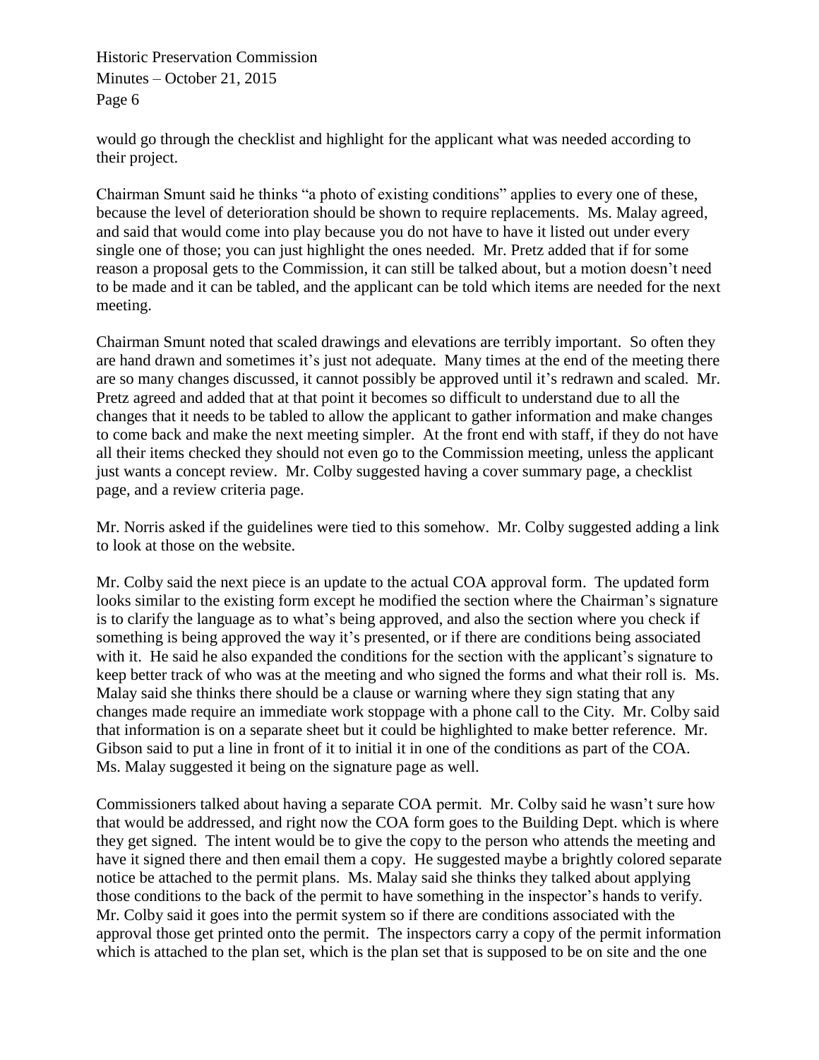would go through the checklist and highlight for the applicant what was needed according to their project.

Chairman Smunt said he thinks "a photo of existing conditions" applies to every one of these, because the level of deterioration should be shown to require replacements. Ms. Malay agreed, and said that would come into play because you do not have to have it listed out under every single one of those; you can just highlight the ones needed. Mr. Pretz added that if for some reason a proposal gets to the Commission, it can still be talked about, but a motion doesn't need to be made and it can be tabled, and the applicant can be told which items are needed for the next meeting.

Chairman Smunt noted that scaled drawings and elevations are terribly important. So often they are hand drawn and sometimes it's just not adequate. Many times at the end of the meeting there are so many changes discussed, it cannot possibly be approved until it's redrawn and scaled. Mr. Pretz agreed and added that at that point it becomes so difficult to understand due to all the changes that it needs to be tabled to allow the applicant to gather information and make changes to come back and make the next meeting simpler. At the front end with staff, if they do not have all their items checked they should not even go to the Commission meeting, unless the applicant just wants a concept review. Mr. Colby suggested having a cover summary page, a checklist page, and a review criteria page.

Mr. Norris asked if the guidelines were tied to this somehow. Mr. Colby suggested adding a link to look at those on the website.

Mr. Colby said the next piece is an update to the actual COA approval form. The updated form looks similar to the existing form except he modified the section where the Chairman's signature is to clarify the language as to what's being approved, and also the section where you check if something is being approved the way it's presented, or if there are conditions being associated with it. He said he also expanded the conditions for the section with the applicant's signature to keep better track of who was at the meeting and who signed the forms and what their roll is. Ms. Malay said she thinks there should be a clause or warning where they sign stating that any changes made require an immediate work stoppage with a phone call to the City. Mr. Colby said that information is on a separate sheet but it could be highlighted to make better reference. Mr. Gibson said to put a line in front of it to initial it in one of the conditions as part of the COA. Ms. Malay suggested it being on the signature page as well.

Commissioners talked about having a separate COA permit. Mr. Colby said he wasn't sure how that would be addressed, and right now the COA form goes to the Building Dept. which is where they get signed. The intent would be to give the copy to the person who attends the meeting and have it signed there and then email them a copy. He suggested maybe a brightly colored separate notice be attached to the permit plans. Ms. Malay said she thinks they talked about applying those conditions to the back of the permit to have something in the inspector's hands to verify. Mr. Colby said it goes into the permit system so if there are conditions associated with the approval those get printed onto the permit. The inspectors carry a copy of the permit information which is attached to the plan set, which is the plan set that is supposed to be on site and the one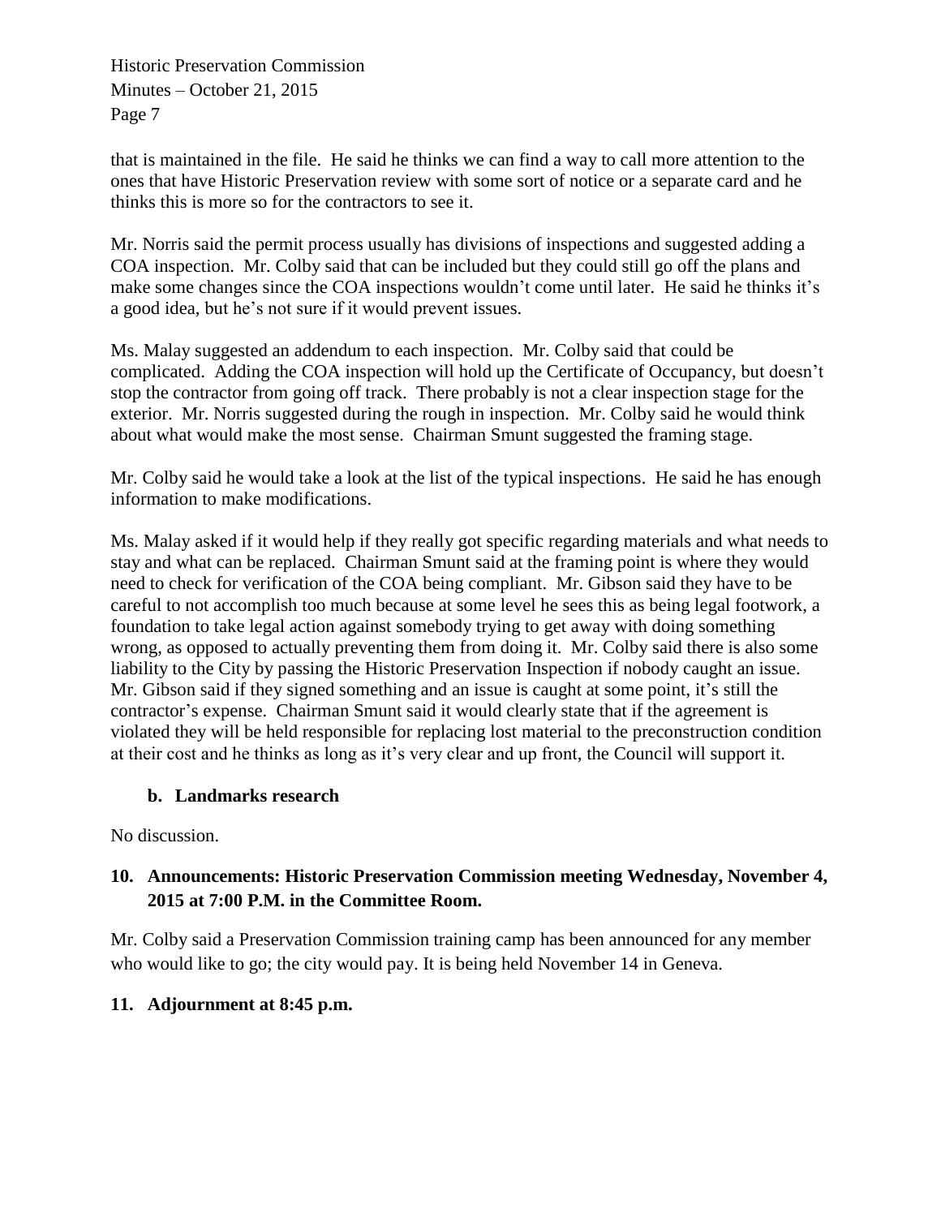that is maintained in the file. He said he thinks we can find a way to call more attention to the ones that have Historic Preservation review with some sort of notice or a separate card and he thinks this is more so for the contractors to see it.

Mr. Norris said the permit process usually has divisions of inspections and suggested adding a COA inspection. Mr. Colby said that can be included but they could still go off the plans and make some changes since the COA inspections wouldn't come until later. He said he thinks it's a good idea, but he's not sure if it would prevent issues.

Ms. Malay suggested an addendum to each inspection. Mr. Colby said that could be complicated. Adding the COA inspection will hold up the Certificate of Occupancy, but doesn't stop the contractor from going off track. There probably is not a clear inspection stage for the exterior. Mr. Norris suggested during the rough in inspection. Mr. Colby said he would think about what would make the most sense. Chairman Smunt suggested the framing stage.

Mr. Colby said he would take a look at the list of the typical inspections. He said he has enough information to make modifications.

Ms. Malay asked if it would help if they really got specific regarding materials and what needs to stay and what can be replaced. Chairman Smunt said at the framing point is where they would need to check for verification of the COA being compliant. Mr. Gibson said they have to be careful to not accomplish too much because at some level he sees this as being legal footwork, a foundation to take legal action against somebody trying to get away with doing something wrong, as opposed to actually preventing them from doing it. Mr. Colby said there is also some liability to the City by passing the Historic Preservation Inspection if nobody caught an issue. Mr. Gibson said if they signed something and an issue is caught at some point, it's still the contractor's expense. Chairman Smunt said it would clearly state that if the agreement is violated they will be held responsible for replacing lost material to the preconstruction condition at their cost and he thinks as long as it's very clear and up front, the Council will support it.

**b. Landmarks research**

No discussion.

**10. Announcements: Historic Preservation Commission meeting Wednesday, November 4, 2015 at 7:00 P.M. in the Committee Room.**

Mr. Colby said a Preservation Commission training camp has been announced for any member who would like to go; the city would pay. It is being held November 14 in Geneva.

**11. Adjournment at 8:45 p.m.**